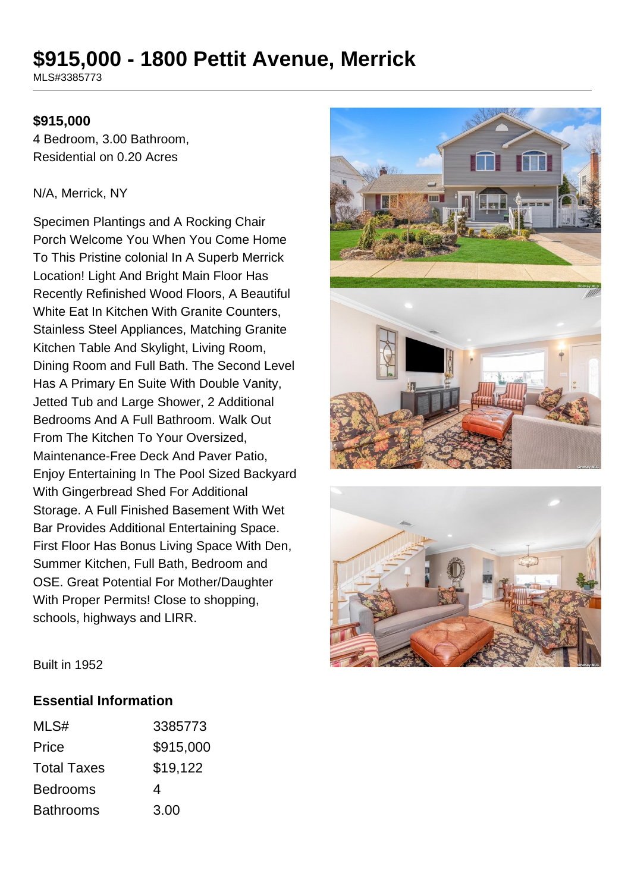# $915,000 - 1800 Pettit Avenue, Merrick

MLS#3385773

**$915,000**

4 Bedroom, 3.00 Bathroom,
Residential on 0.20 Acres

N/A, Merrick, NY

Specimen Plantings and A Rocking Chair Porch Welcome You When You Come Home To This Pristine colonial In A Superb Merrick Location! Light And Bright Main Floor Has Recently Refinished Wood Floors, A Beautiful White Eat In Kitchen With Granite Counters, Stainless Steel Appliances, Matching Granite Kitchen Table And Skylight, Living Room, Dining Room and Full Bath. The Second Level Has A Primary En Suite With Double Vanity, Jetted Tub and Large Shower, 2 Additional Bedrooms And A Full Bathroom. Walk Out From The Kitchen To Your Oversized, Maintenance-Free Deck And Paver Patio, Enjoy Entertaining In The Pool Sized Backyard With Gingerbread Shed For Additional Storage. A Full Finished Basement With Wet Bar Provides Additional Entertaining Space. First Floor Has Bonus Living Space With Den, Summer Kitchen, Full Bath, Bedroom and OSE. Great Potential For Mother/Daughter With Proper Permits! Close to shopping, schools, highways and LIRR.

Built in 1952

## Essential Information

| | |
|---|---|
| MLS# | 3385773 |
| Price | $915,000 |
| Total Taxes | $19,122 |
| Bedrooms | 4 |
| Bathrooms | 3.00 |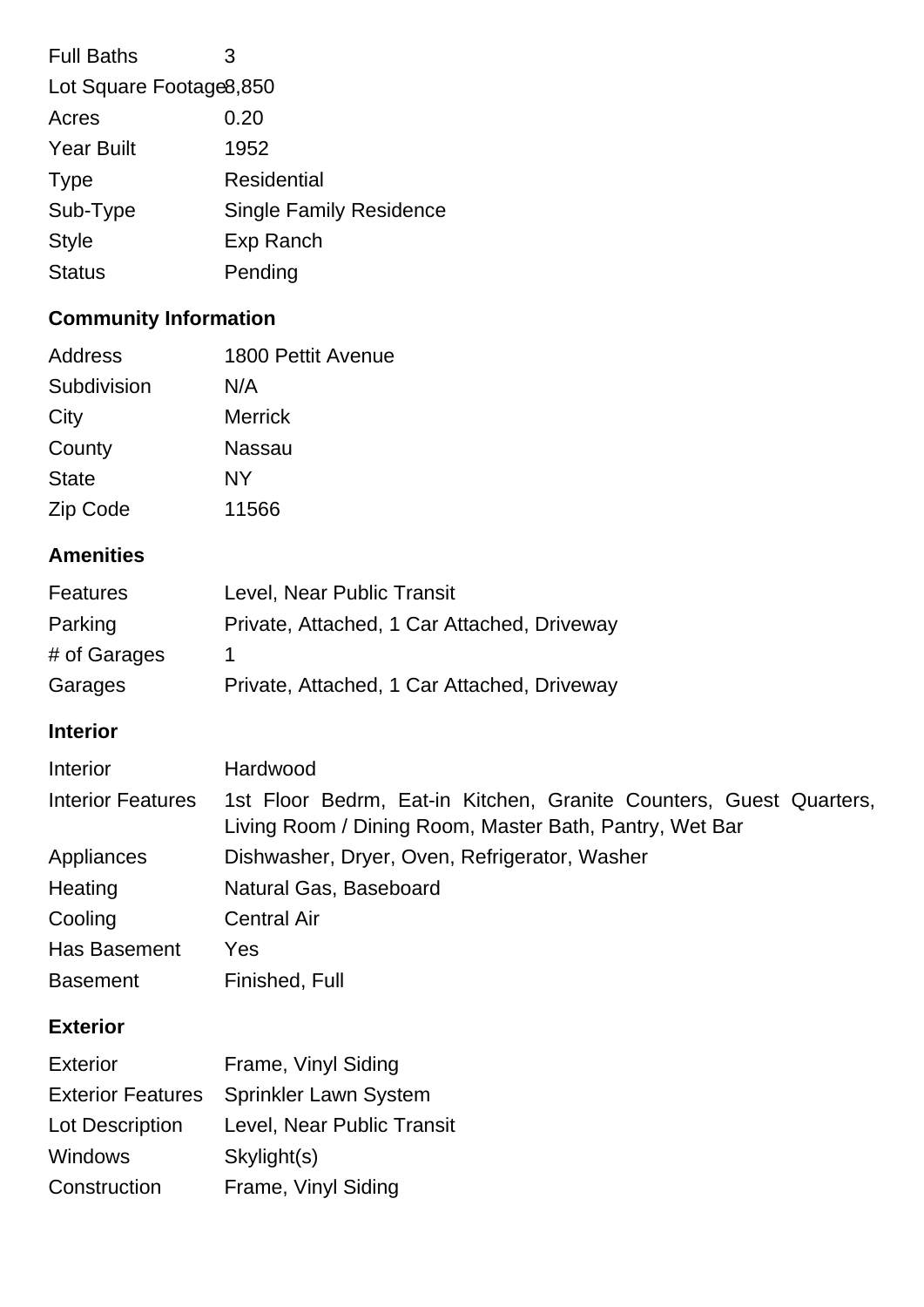| | |
|---|---|
| Full Baths | 3 |
| Lot Square Footage | 8,850 |
| Acres | 0.20 |
| Year Built | 1952 |
| Type | Residential |
| Sub-Type | Single Family Residence |
| Style | Exp Ranch |
| Status | Pending |

## Community Information

| | |
|---|---|
| Address | 1800 Pettit Avenue |
| Subdivision | N/A |
| City | Merrick |
| County | Nassau |
| State | NY |
| Zip Code | 11566 |

## Amenities

| | |
|---|---|
| Features | Level, Near Public Transit |
| Parking | Private, Attached, 1 Car Attached, Driveway |
| # of Garages | 1 |
| Garages | Private, Attached, 1 Car Attached, Driveway |

## Interior

| | |
|---|---|
| Interior | Hardwood |
| Interior Features | 1st Floor Bedrm, Eat-in Kitchen, Granite Counters, Guest Quarters, Living Room / Dining Room, Master Bath, Pantry, Wet Bar |
| Appliances | Dishwasher, Dryer, Oven, Refrigerator, Washer |
| Heating | Natural Gas, Baseboard |
| Cooling | Central Air |
| Has Basement | Yes |
| Basement | Finished, Full |

## Exterior

| | |
|---|---|
| Exterior | Frame, Vinyl Siding |
| Exterior Features | Sprinkler Lawn System |
| Lot Description | Level, Near Public Transit |
| Windows | Skylight(s) |
| Construction | Frame, Vinyl Siding |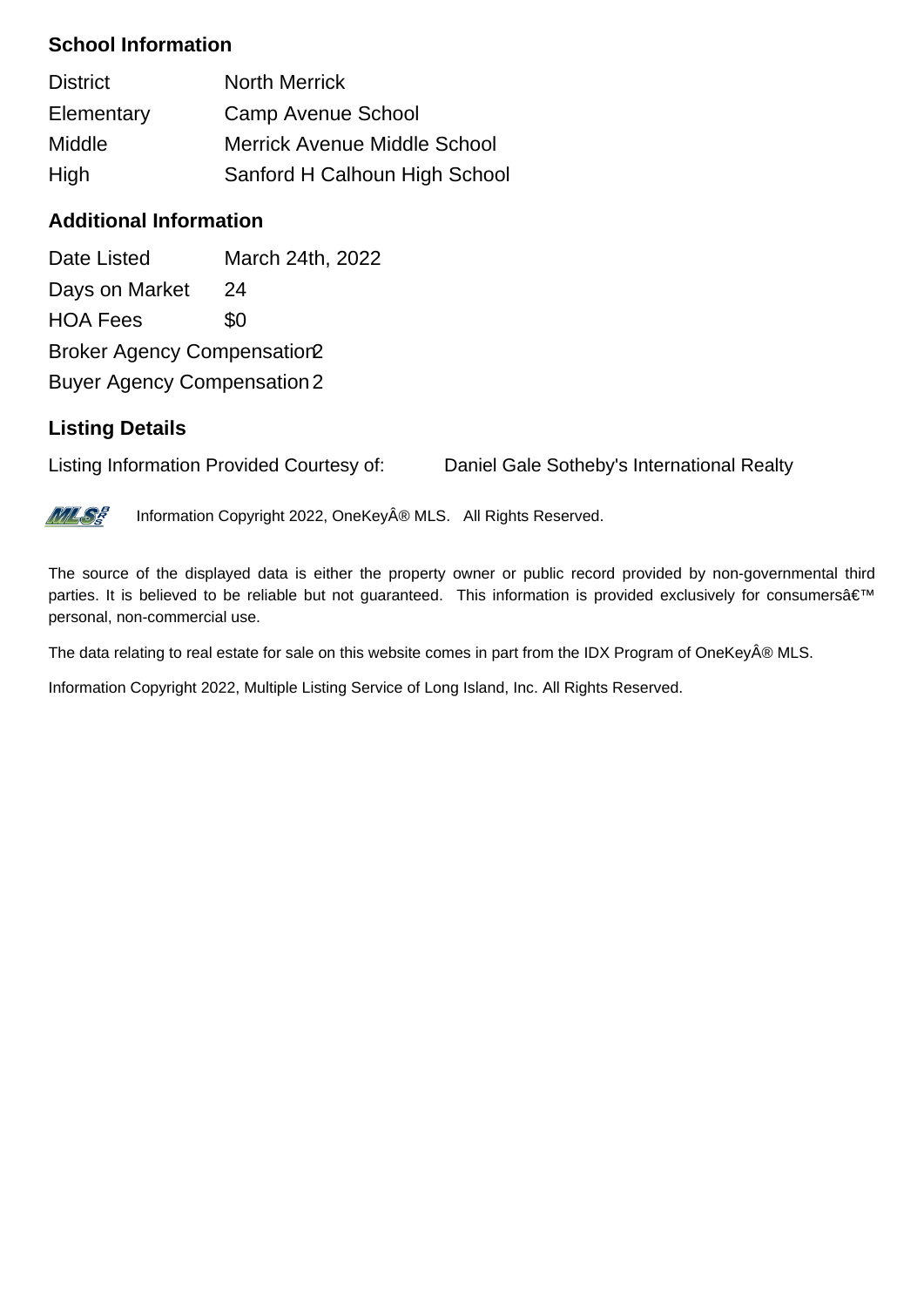### School Information

| | |
|---|---|
| District | North Merrick |
| Elementary | Camp Avenue School |
| Middle | Merrick Avenue Middle School |
| High | Sanford H Calhoun High School |

### Additional Information

| | |
|---|---|
| Date Listed | March 24th, 2022 |
| Days on Market | 24 |
| HOA Fees | $0 |
| Broker Agency Compensation | 2 |
| Buyer Agency Compensation | 2 |

### Listing Details

Listing Information Provided Courtesy of: Daniel Gale Sotheby's International Realty

Information Copyright 2022, OneKeyÂ® MLS. All Rights Reserved.

The source of the displayed data is either the property owner or public record provided by non-governmental third parties. It is believed to be reliable but not guaranteed. This information is provided exclusively for consumersâ€™ personal, non-commercial use.

The data relating to real estate for sale on this website comes in part from the IDX Program of OneKeyÂ® MLS.

Information Copyright 2022, Multiple Listing Service of Long Island, Inc. All Rights Reserved.